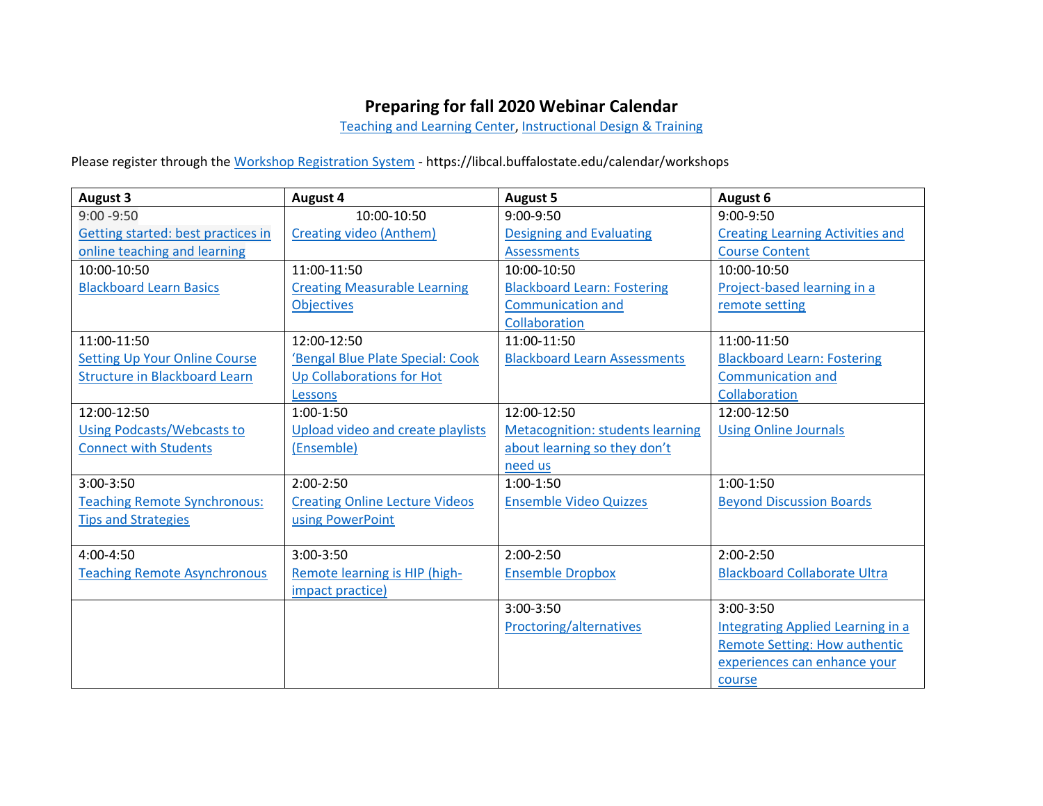# Preparing for fall 2020 Webinar Calendar

Teaching and Learning Center, Instructional Design & Training

Please register through the Workshop Registration System - https://libcal.buffalostate.edu/calendar/workshops

| August 3 | August 4 | August 5 | August 6 |
| --- | --- | --- | --- |
| 9:00 -9:50 Getting started: best practices in online teaching and learning | 10:00-10:50 Creating video (Anthem) | 9:00-9:50 Designing and Evaluating Assessments | 9:00-9:50 Creating Learning Activities and Course Content |
| 10:00-10:50 Blackboard Learn Basics | 11:00-11:50 Creating Measurable Learning Objectives | 10:00-10:50 Blackboard Learn: Fostering Communication and Collaboration | 10:00-10:50 Project-based learning in a remote setting |
| 11:00-11:50 Setting Up Your Online Course Structure in Blackboard Learn | 12:00-12:50 'Bengal Blue Plate Special: Cook Up Collaborations for Hot Lessons | 11:00-11:50 Blackboard Learn Assessments | 11:00-11:50 Blackboard Learn: Fostering Communication and Collaboration |
| 12:00-12:50 Using Podcasts/Webcasts to Connect with Students | 1:00-1:50 Upload video and create playlists (Ensemble) | 12:00-12:50 Metacognition: students learning about learning so they don't need us | 12:00-12:50 Using Online Journals |
| 3:00-3:50 Teaching Remote Synchronous: Tips and Strategies | 2:00-2:50 Creating Online Lecture Videos using PowerPoint | 1:00-1:50 Ensemble Video Quizzes | 1:00-1:50 Beyond Discussion Boards |
| 4:00-4:50 Teaching Remote Asynchronous | 3:00-3:50 Remote learning is HIP (high-impact practice) | 2:00-2:50 Ensemble Dropbox | 2:00-2:50 Blackboard Collaborate Ultra |
| | | 3:00-3:50 Proctoring/alternatives | 3:00-3:50 Integrating Applied Learning in a Remote Setting: How authentic experiences can enhance your course |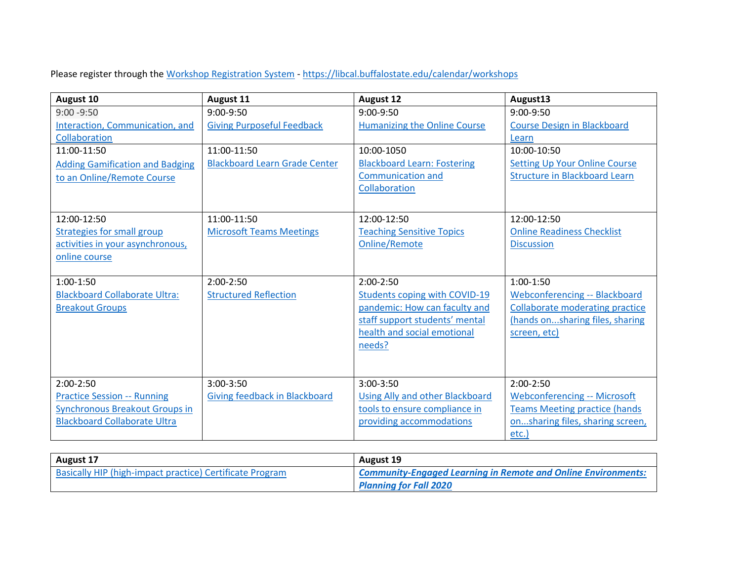Please register through the [Workshop Registration System](https://libcal.buffalostate.edu/calendar/workshops) - https://libcal.buffalostate.edu/calendar/workshops

| August 10 | August 11 | August 12 | August13 |
|---|---|---|---|
| 9:00 -9:50 Interaction, Communication, and Collaboration | 9:00-9:50 Giving Purposeful Feedback | 9:00-9:50 Humanizing the Online Course | 9:00-9:50 Course Design in Blackboard Learn |
| 11:00-11:50 Adding Gamification and Badging to an Online/Remote Course | 11:00-11:50 Blackboard Learn Grade Center | 10:00-1050 Blackboard Learn: Fostering Communication and Collaboration | 10:00-10:50 Setting Up Your Online Course Structure in Blackboard Learn |
| 12:00-12:50 Strategies for small group activities in your asynchronous, online course | 11:00-11:50 Microsoft Teams Meetings | 12:00-12:50 Teaching Sensitive Topics Online/Remote | 12:00-12:50 Online Readiness Checklist Discussion |
| 1:00-1:50 Blackboard Collaborate Ultra: Breakout Groups | 2:00-2:50 Structured Reflection | 2:00-2:50 Students coping with COVID-19 pandemic: How can faculty and staff support students' mental health and social emotional needs? | 1:00-1:50 Webconferencing -- Blackboard Collaborate moderating practice (hands on...sharing files, sharing screen, etc) |
| 2:00-2:50 Practice Session -- Running Synchronous Breakout Groups in Blackboard Collaborate Ultra | 3:00-3:50 Giving feedback in Blackboard | 3:00-3:50 Using Ally and other Blackboard tools to ensure compliance in providing accommodations | 2:00-2:50 Webconferencing -- Microsoft Teams Meeting practice (hands on...sharing files, sharing screen, etc.) |

| August 17 | August 19 |
|---|---|
| Basically HIP (high-impact practice) Certificate Program | ***Community-Engaged Learning in Remote and Online Environments: Planning for Fall 2020*** |